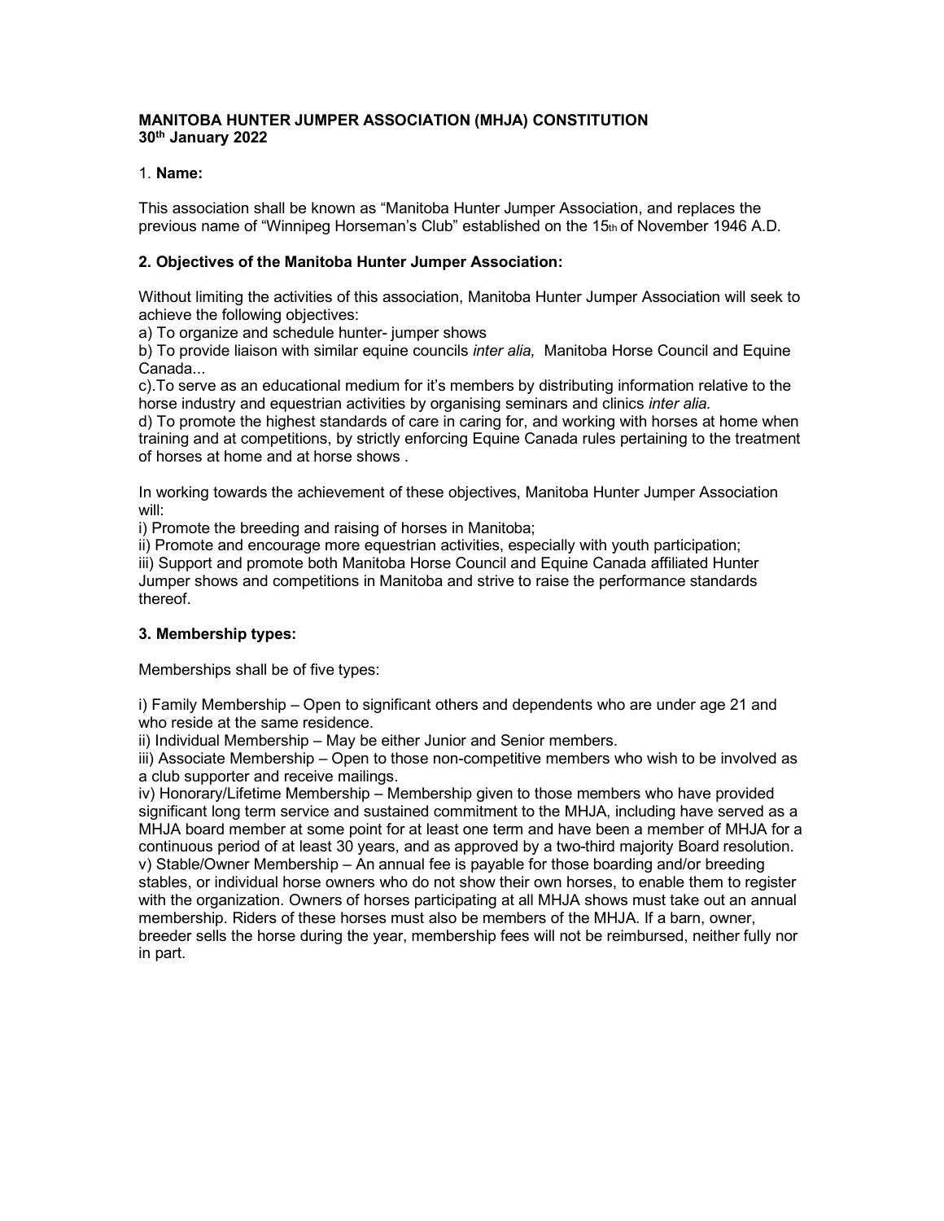**MANITOBA HUNTER JUMPER ASSOCIATION (MHJA) CONSTITUTION**
**30th January 2022**

1. **Name:**

This association shall be known as "Manitoba Hunter Jumper Association, and replaces the previous name of "Winnipeg Horseman's Club" established on the 15th of November 1946 A.D.

**2. Objectives of the Manitoba Hunter Jumper Association:**

Without limiting the activities of this association, Manitoba Hunter Jumper Association will seek to achieve the following objectives:
a) To organize and schedule hunter- jumper shows
b) To provide liaison with similar equine councils *inter alia,* Manitoba Horse Council and Equine Canada...
c).To serve as an educational medium for it's members by distributing information relative to the horse industry and equestrian activities by organising seminars and clinics *inter alia.*
d) To promote the highest standards of care in caring for, and working with horses at home when training and at competitions, by strictly enforcing Equine Canada rules pertaining to the treatment of horses at home and at horse shows .

In working towards the achievement of these objectives, Manitoba Hunter Jumper Association will:
i) Promote the breeding and raising of horses in Manitoba;
ii) Promote and encourage more equestrian activities, especially with youth participation;
iii) Support and promote both Manitoba Horse Council and Equine Canada affiliated Hunter Jumper shows and competitions in Manitoba and strive to raise the performance standards thereof.

**3. Membership types:**

Memberships shall be of five types:

i) Family Membership – Open to significant others and dependents who are under age 21 and who reside at the same residence.
ii) Individual Membership – May be either Junior and Senior members.
iii) Associate Membership – Open to those non-competitive members who wish to be involved as a club supporter and receive mailings.
iv) Honorary/Lifetime Membership – Membership given to those members who have provided significant long term service and sustained commitment to the MHJA, including have served as a MHJA board member at some point for at least one term and have been a member of MHJA for a continuous period of at least 30 years, and as approved by a two-third majority Board resolution.
v) Stable/Owner Membership – An annual fee is payable for those boarding and/or breeding stables, or individual horse owners who do not show their own horses, to enable them to register with the organization. Owners of horses participating at all MHJA shows must take out an annual membership. Riders of these horses must also be members of the MHJA. If a barn, owner, breeder sells the horse during the year, membership fees will not be reimbursed, neither fully nor in part.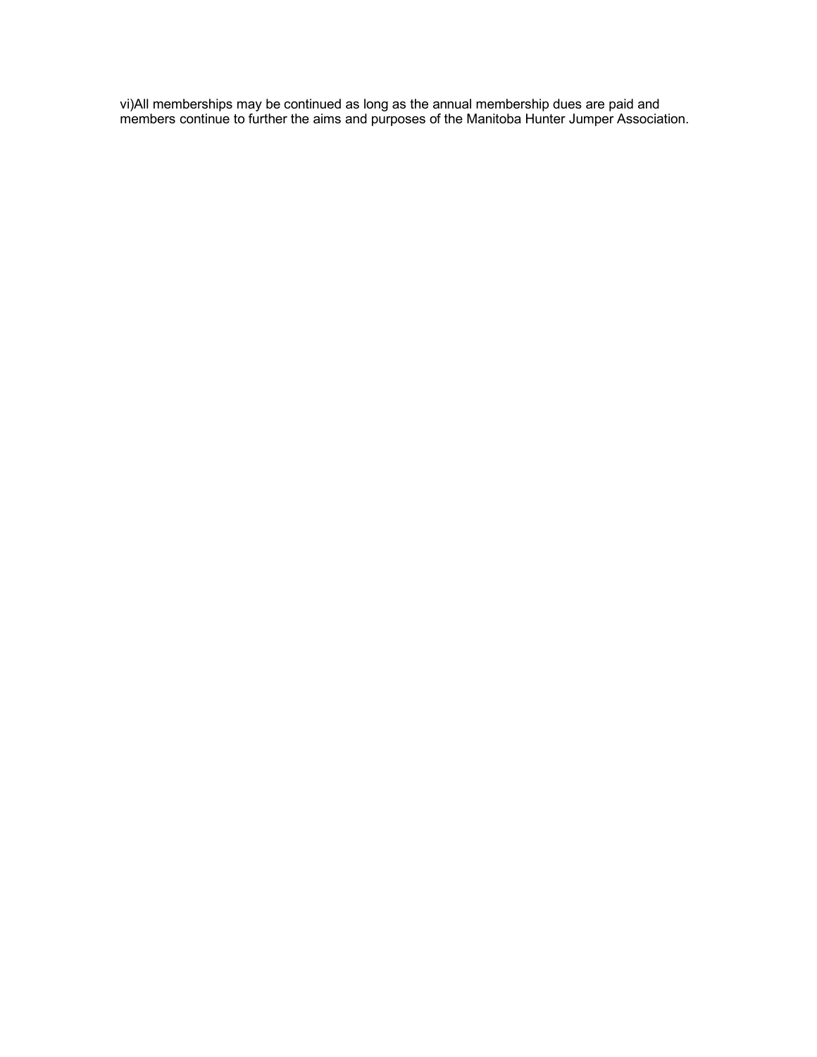vi)All memberships may be continued as long as the annual membership dues are paid and members continue to further the aims and purposes of the Manitoba Hunter Jumper Association.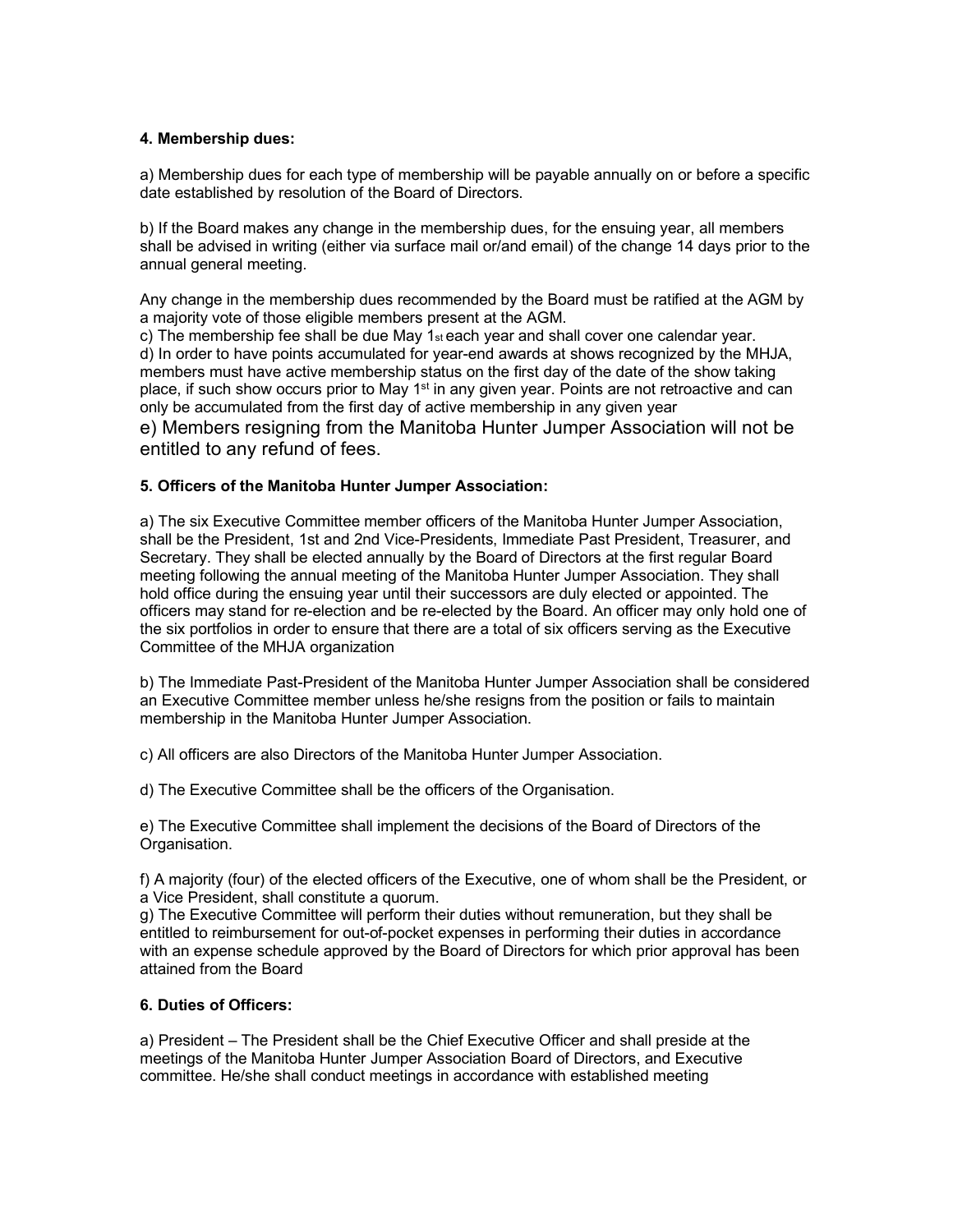**4. Membership dues:**

a) Membership dues for each type of membership will be payable annually on or before a specific date established by resolution of the Board of Directors.

b) If the Board makes any change in the membership dues, for the ensuing year, all members shall be advised in writing (either via surface mail or/and email) of the change 14 days prior to the annual general meeting.

Any change in the membership dues recommended by the Board must be ratified at the AGM by a majority vote of those eligible members present at the AGM.

c) The membership fee shall be due May 1st each year and shall cover one calendar year.

d) In order to have points accumulated for year-end awards at shows recognized by the MHJA, members must have active membership status on the first day of the date of the show taking place, if such show occurs prior to May 1st in any given year. Points are not retroactive and can only be accumulated from the first day of active membership in any given year

e) Members resigning from the Manitoba Hunter Jumper Association will not be entitled to any refund of fees.

**5. Officers of the Manitoba Hunter Jumper Association:**

a) The six Executive Committee member officers of the Manitoba Hunter Jumper Association, shall be the President, 1st and 2nd Vice-Presidents, Immediate Past President, Treasurer, and Secretary. They shall be elected annually by the Board of Directors at the first regular Board meeting following the annual meeting of the Manitoba Hunter Jumper Association. They shall hold office during the ensuing year until their successors are duly elected or appointed. The officers may stand for re-election and be re-elected by the Board. An officer may only hold one of the six portfolios in order to ensure that there are a total of six officers serving as the Executive Committee of the MHJA organization

b) The Immediate Past-President of the Manitoba Hunter Jumper Association shall be considered an Executive Committee member unless he/she resigns from the position or fails to maintain membership in the Manitoba Hunter Jumper Association.

c) All officers are also Directors of the Manitoba Hunter Jumper Association.

d) The Executive Committee shall be the officers of the Organisation.

e) The Executive Committee shall implement the decisions of the Board of Directors of the Organisation.

f) A majority (four) of the elected officers of the Executive, one of whom shall be the President, or a Vice President, shall constitute a quorum.

g) The Executive Committee will perform their duties without remuneration, but they shall be entitled to reimbursement for out-of-pocket expenses in performing their duties in accordance with an expense schedule approved by the Board of Directors for which prior approval has been attained from the Board

**6. Duties of Officers:**

a) President – The President shall be the Chief Executive Officer and shall preside at the meetings of the Manitoba Hunter Jumper Association Board of Directors, and Executive committee. He/she shall conduct meetings in accordance with established meeting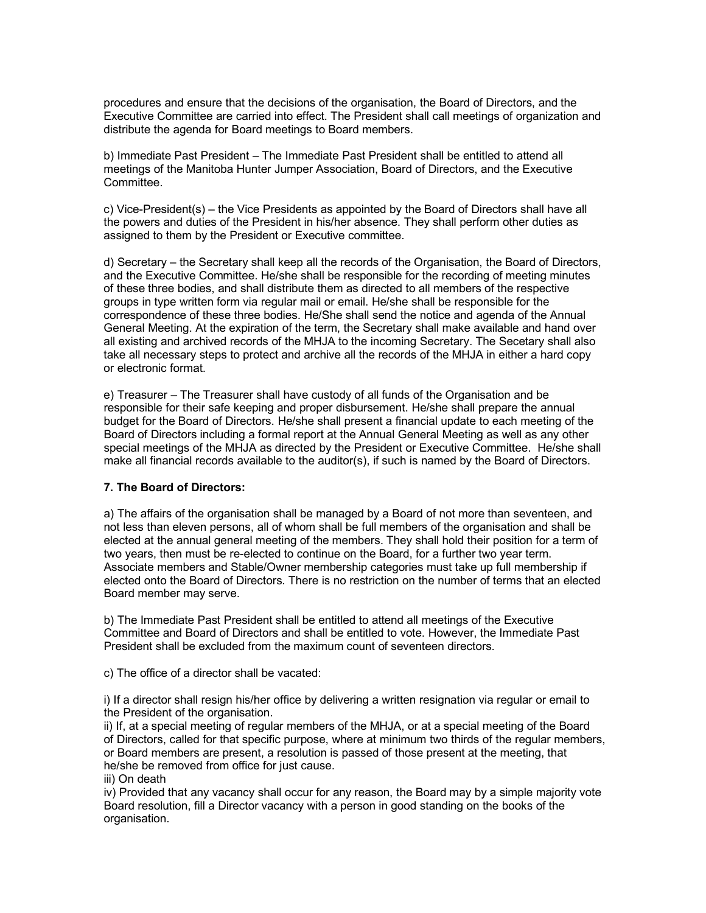procedures and ensure that the decisions of the organisation, the Board of Directors, and the Executive Committee are carried into effect. The President shall call meetings of organization and distribute the agenda for Board meetings to Board members.

b) Immediate Past President – The Immediate Past President shall be entitled to attend all meetings of the Manitoba Hunter Jumper Association, Board of Directors, and the Executive Committee.

c) Vice-President(s) – the Vice Presidents as appointed by the Board of Directors shall have all the powers and duties of the President in his/her absence. They shall perform other duties as assigned to them by the President or Executive committee.

d) Secretary – the Secretary shall keep all the records of the Organisation, the Board of Directors, and the Executive Committee. He/she shall be responsible for the recording of meeting minutes of these three bodies, and shall distribute them as directed to all members of the respective groups in type written form via regular mail or email. He/she shall be responsible for the correspondence of these three bodies. He/She shall send the notice and agenda of the Annual General Meeting. At the expiration of the term, the Secretary shall make available and hand over all existing and archived records of the MHJA to the incoming Secretary. The Secetary shall also take all necessary steps to protect and archive all the records of the MHJA in either a hard copy or electronic format.

e) Treasurer – The Treasurer shall have custody of all funds of the Organisation and be responsible for their safe keeping and proper disbursement. He/she shall prepare the annual budget for the Board of Directors. He/she shall present a financial update to each meeting of the Board of Directors including a formal report at the Annual General Meeting as well as any other special meetings of the MHJA as directed by the President or Executive Committee. He/she shall make all financial records available to the auditor(s), if such is named by the Board of Directors.

**7. The Board of Directors:**

a) The affairs of the organisation shall be managed by a Board of not more than seventeen, and not less than eleven persons, all of whom shall be full members of the organisation and shall be elected at the annual general meeting of the members. They shall hold their position for a term of two years, then must be re-elected to continue on the Board, for a further two year term. Associate members and Stable/Owner membership categories must take up full membership if elected onto the Board of Directors. There is no restriction on the number of terms that an elected Board member may serve.

b) The Immediate Past President shall be entitled to attend all meetings of the Executive Committee and Board of Directors and shall be entitled to vote. However, the Immediate Past President shall be excluded from the maximum count of seventeen directors.

c) The office of a director shall be vacated:

i) If a director shall resign his/her office by delivering a written resignation via regular or email to the President of the organisation.
ii) If, at a special meeting of regular members of the MHJA, or at a special meeting of the Board of Directors, called for that specific purpose, where at minimum two thirds of the regular members, or Board members are present, a resolution is passed of those present at the meeting, that he/she be removed from office for just cause.
iii) On death
iv) Provided that any vacancy shall occur for any reason, the Board may by a simple majority vote Board resolution, fill a Director vacancy with a person in good standing on the books of the organisation.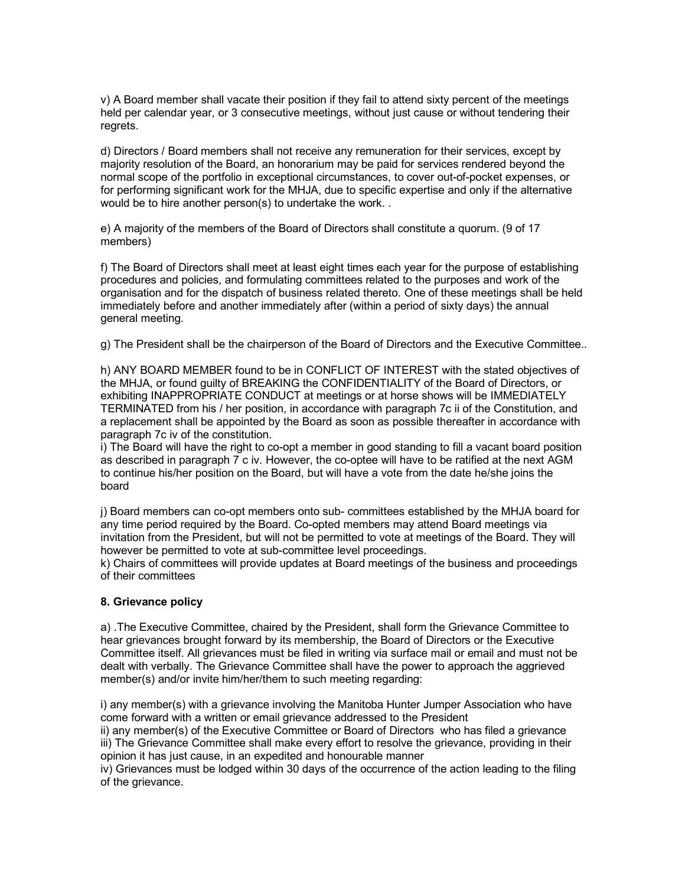v) A Board member shall vacate their position if they fail to attend sixty percent of the meetings held per calendar year, or 3 consecutive meetings, without just cause or without tendering their regrets.

d) Directors / Board members shall not receive any remuneration for their services, except by majority resolution of the Board, an honorarium may be paid for services rendered beyond the normal scope of the portfolio in exceptional circumstances, to cover out-of-pocket expenses, or for performing significant work for the MHJA, due to specific expertise and only if the alternative would be to hire another person(s) to undertake the work. .

e) A majority of the members of the Board of Directors shall constitute a quorum. (9 of 17 members)

f) The Board of Directors shall meet at least eight times each year for the purpose of establishing procedures and policies, and formulating committees related to the purposes and work of the organisation and for the dispatch of business related thereto. One of these meetings shall be held immediately before and another immediately after (within a period of sixty days) the annual general meeting.

g) The President shall be the chairperson of the Board of Directors and the Executive Committee..

h) ANY BOARD MEMBER found to be in CONFLICT OF INTEREST with the stated objectives of the MHJA, or found guilty of BREAKING the CONFIDENTIALITY of the Board of Directors, or exhibiting INAPPROPRIATE CONDUCT at meetings or at horse shows will be IMMEDIATELY TERMINATED from his / her position, in accordance with paragraph 7c ii of the Constitution, and a replacement shall be appointed by the Board as soon as possible thereafter in accordance with paragraph 7c iv of the constitution.

i) The Board will have the right to co-opt a member in good standing to fill a vacant board position as described in paragraph 7 c iv. However, the co-optee will have to be ratified at the next AGM to continue his/her position on the Board, but will have a vote from the date he/she joins the board

j) Board members can co-opt members onto sub- committees established by the MHJA board for any time period required by the Board. Co-opted members may attend Board meetings via invitation from the President, but will not be permitted to vote at meetings of the Board. They will however be permitted to vote at sub-committee level proceedings.

k) Chairs of committees will provide updates at Board meetings of the business and proceedings of their committees

**8. Grievance policy**

a) .The Executive Committee, chaired by the President, shall form the Grievance Committee to hear grievances brought forward by its membership, the Board of Directors or the Executive Committee itself. All grievances must be filed in writing via surface mail or email and must not be dealt with verbally. The Grievance Committee shall have the power to approach the aggrieved member(s) and/or invite him/her/them to such meeting regarding:

i) any member(s) with a grievance involving the Manitoba Hunter Jumper Association who have come forward with a written or email grievance addressed to the President

ii) any member(s) of the Executive Committee or Board of Directors who has filed a grievance

iii) The Grievance Committee shall make every effort to resolve the grievance, providing in their opinion it has just cause, in an expedited and honourable manner

iv) Grievances must be lodged within 30 days of the occurrence of the action leading to the filing of the grievance.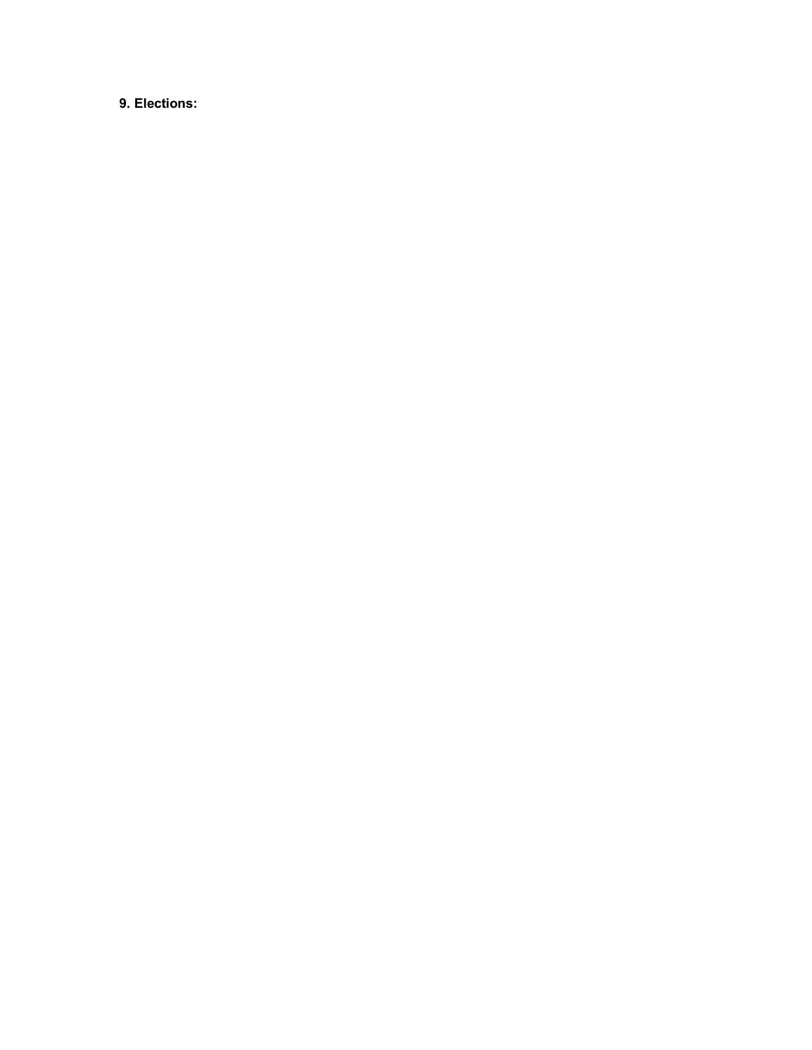**9. Elections:**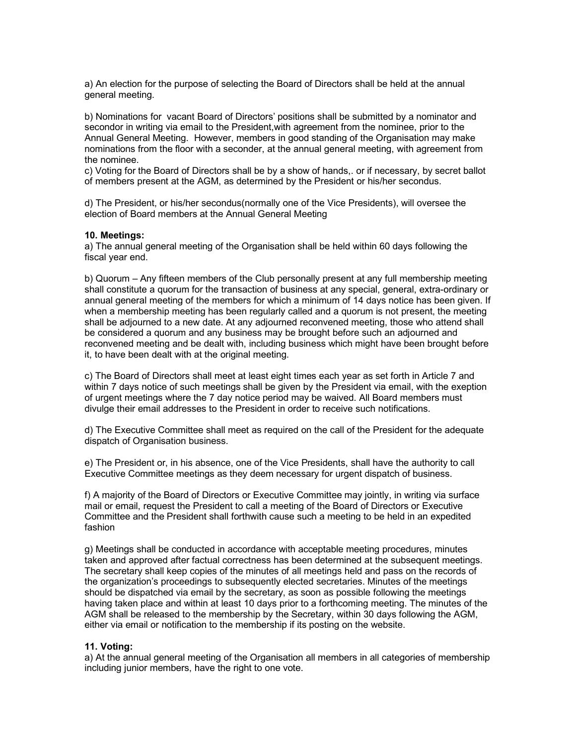a) An election for the purpose of selecting the Board of Directors shall be held at the annual general meeting.

b) Nominations for vacant Board of Directors' positions shall be submitted by a nominator and secondor in writing via email to the President,with agreement from the nominee, prior to the Annual General Meeting. However, members in good standing of the Organisation may make nominations from the floor with a seconder, at the annual general meeting, with agreement from the nominee.

c) Voting for the Board of Directors shall be by a show of hands,. or if necessary, by secret ballot of members present at the AGM, as determined by the President or his/her secondus.

d) The President, or his/her secondus(normally one of the Vice Presidents), will oversee the election of Board members at the Annual General Meeting

**10. Meetings:**

a) The annual general meeting of the Organisation shall be held within 60 days following the fiscal year end.

b) Quorum – Any fifteen members of the Club personally present at any full membership meeting shall constitute a quorum for the transaction of business at any special, general, extra-ordinary or annual general meeting of the members for which a minimum of 14 days notice has been given. If when a membership meeting has been regularly called and a quorum is not present, the meeting shall be adjourned to a new date. At any adjourned reconvened meeting, those who attend shall be considered a quorum and any business may be brought before such an adjourned and reconvened meeting and be dealt with, including business which might have been brought before it, to have been dealt with at the original meeting.

c) The Board of Directors shall meet at least eight times each year as set forth in Article 7 and within 7 days notice of such meetings shall be given by the President via email, with the exeption of urgent meetings where the 7 day notice period may be waived. All Board members must divulge their email addresses to the President in order to receive such notifications.

d) The Executive Committee shall meet as required on the call of the President for the adequate dispatch of Organisation business.

e) The President or, in his absence, one of the Vice Presidents, shall have the authority to call Executive Committee meetings as they deem necessary for urgent dispatch of business.

f) A majority of the Board of Directors or Executive Committee may jointly, in writing via surface mail or email, request the President to call a meeting of the Board of Directors or Executive Committee and the President shall forthwith cause such a meeting to be held in an expedited fashion

g) Meetings shall be conducted in accordance with acceptable meeting procedures, minutes taken and approved after factual correctness has been determined at the subsequent meetings. The secretary shall keep copies of the minutes of all meetings held and pass on the records of the organization's proceedings to subsequently elected secretaries. Minutes of the meetings should be dispatched via email by the secretary, as soon as possible following the meetings having taken place and within at least 10 days prior to a forthcoming meeting. The minutes of the AGM shall be released to the membership by the Secretary, within 30 days following the AGM, either via email or notification to the membership if its posting on the website.

**11. Voting:**

a) At the annual general meeting of the Organisation all members in all categories of membership including junior members, have the right to one vote.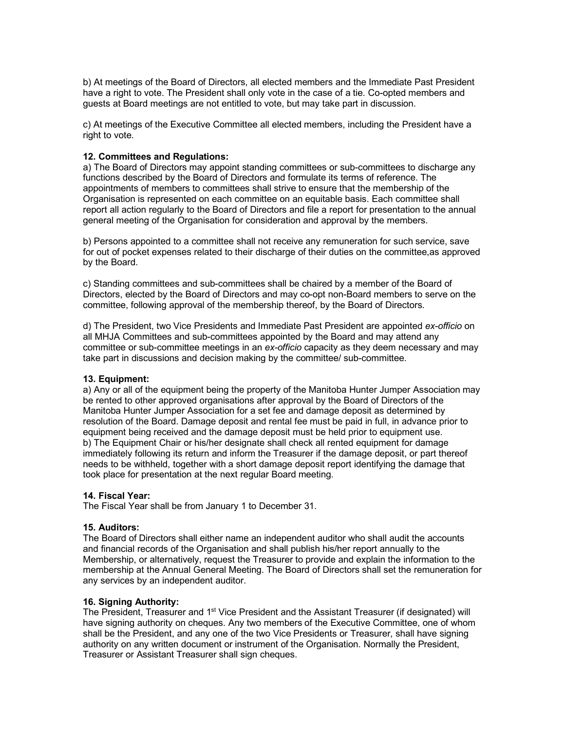b) At meetings of the Board of Directors, all elected members and the Immediate Past President have a right to vote. The President shall only vote in the case of a tie. Co-opted members and guests at Board meetings are not entitled to vote, but may take part in discussion.

c) At meetings of the Executive Committee all elected members, including the President have a right to vote.

**12. Committees and Regulations:**

a) The Board of Directors may appoint standing committees or sub-committees to discharge any functions described by the Board of Directors and formulate its terms of reference. The appointments of members to committees shall strive to ensure that the membership of the Organisation is represented on each committee on an equitable basis. Each committee shall report all action regularly to the Board of Directors and file a report for presentation to the annual general meeting of the Organisation for consideration and approval by the members.

b) Persons appointed to a committee shall not receive any remuneration for such service, save for out of pocket expenses related to their discharge of their duties on the committee,as approved by the Board.

c) Standing committees and sub-committees shall be chaired by a member of the Board of Directors, elected by the Board of Directors and may co-opt non-Board members to serve on the committee, following approval of the membership thereof, by the Board of Directors.

d) The President, two Vice Presidents and Immediate Past President are appointed *ex-officio* on all MHJA Committees and sub-committees appointed by the Board and may attend any committee or sub-committee meetings in an *ex-officio* capacity as they deem necessary and may take part in discussions and decision making by the committee/ sub-committee.

**13. Equipment:**

a) Any or all of the equipment being the property of the Manitoba Hunter Jumper Association may be rented to other approved organisations after approval by the Board of Directors of the Manitoba Hunter Jumper Association for a set fee and damage deposit as determined by resolution of the Board. Damage deposit and rental fee must be paid in full, in advance prior to equipment being received and the damage deposit must be held prior to equipment use.
b) The Equipment Chair or his/her designate shall check all rented equipment for damage immediately following its return and inform the Treasurer if the damage deposit, or part thereof needs to be withheld, together with a short damage deposit report identifying the damage that took place for presentation at the next regular Board meeting.

**14. Fiscal Year:**

The Fiscal Year shall be from January 1 to December 31.

**15. Auditors:**

The Board of Directors shall either name an independent auditor who shall audit the accounts and financial records of the Organisation and shall publish his/her report annually to the Membership, or alternatively, request the Treasurer to provide and explain the information to the membership at the Annual General Meeting. The Board of Directors shall set the remuneration for any services by an independent auditor.

**16. Signing Authority:**

The President, Treasurer and 1st Vice President and the Assistant Treasurer (if designated) will have signing authority on cheques. Any two members of the Executive Committee, one of whom shall be the President, and any one of the two Vice Presidents or Treasurer, shall have signing authority on any written document or instrument of the Organisation. Normally the President, Treasurer or Assistant Treasurer shall sign cheques.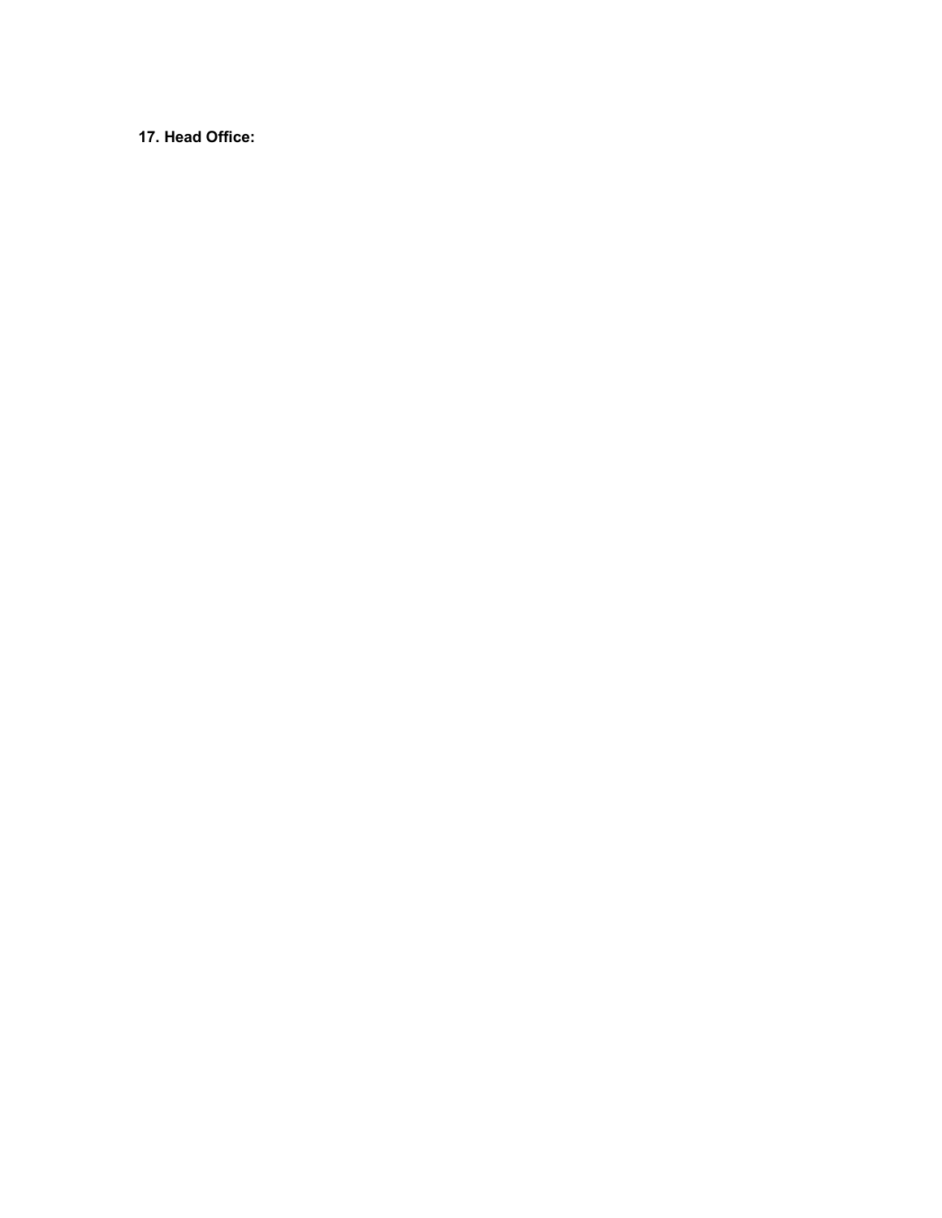**17. Head Office:**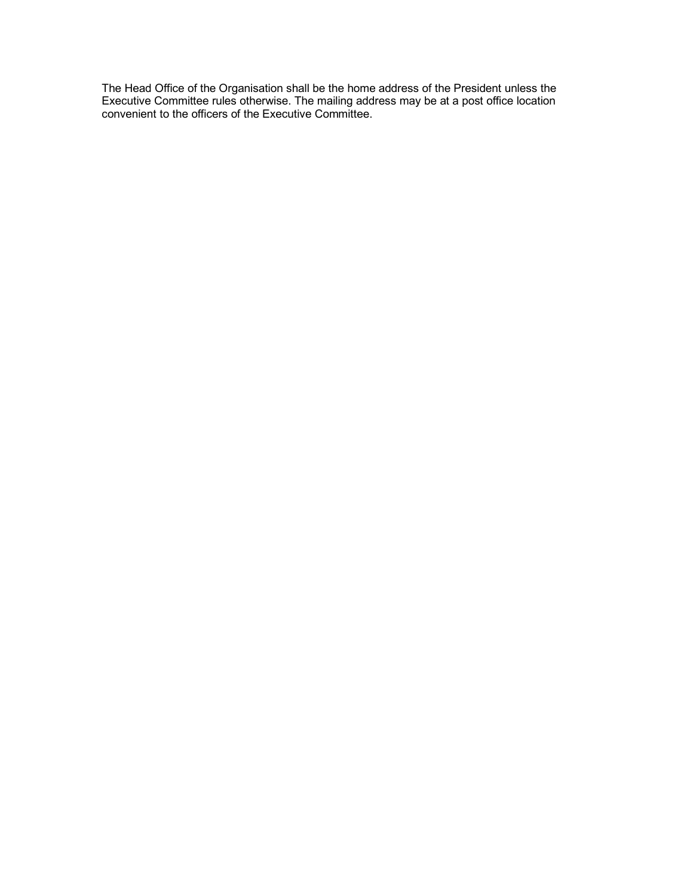The Head Office of the Organisation shall be the home address of the President unless the Executive Committee rules otherwise. The mailing address may be at a post office location convenient to the officers of the Executive Committee.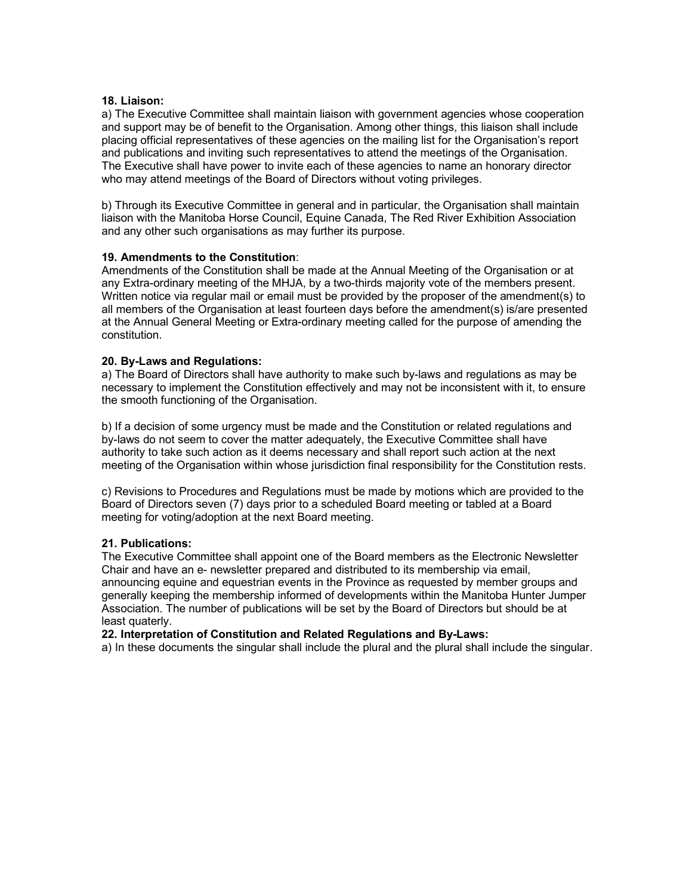**18. Liaison:**

a) The Executive Committee shall maintain liaison with government agencies whose cooperation and support may be of benefit to the Organisation. Among other things, this liaison shall include placing official representatives of these agencies on the mailing list for the Organisation's report and publications and inviting such representatives to attend the meetings of the Organisation. The Executive shall have power to invite each of these agencies to name an honorary director who may attend meetings of the Board of Directors without voting privileges.

b) Through its Executive Committee in general and in particular, the Organisation shall maintain liaison with the Manitoba Horse Council, Equine Canada, The Red River Exhibition Association and any other such organisations as may further its purpose.

**19. Amendments to the Constitution**:

Amendments of the Constitution shall be made at the Annual Meeting of the Organisation or at any Extra-ordinary meeting of the MHJA, by a two-thirds majority vote of the members present. Written notice via regular mail or email must be provided by the proposer of the amendment(s) to all members of the Organisation at least fourteen days before the amendment(s) is/are presented at the Annual General Meeting or Extra-ordinary meeting called for the purpose of amending the constitution.

**20. By-Laws and Regulations:**

a) The Board of Directors shall have authority to make such by-laws and regulations as may be necessary to implement the Constitution effectively and may not be inconsistent with it, to ensure the smooth functioning of the Organisation.

b) If a decision of some urgency must be made and the Constitution or related regulations and by-laws do not seem to cover the matter adequately, the Executive Committee shall have authority to take such action as it deems necessary and shall report such action at the next meeting of the Organisation within whose jurisdiction final responsibility for the Constitution rests.

c) Revisions to Procedures and Regulations must be made by motions which are provided to the Board of Directors seven (7) days prior to a scheduled Board meeting or tabled at a Board meeting for voting/adoption at the next Board meeting.

**21. Publications:**

The Executive Committee shall appoint one of the Board members as the Electronic Newsletter Chair and have an e- newsletter prepared and distributed to its membership via email, announcing equine and equestrian events in the Province as requested by member groups and generally keeping the membership informed of developments within the Manitoba Hunter Jumper Association. The number of publications will be set by the Board of Directors but should be at least quaterly.

**22. Interpretation of Constitution and Related Regulations and By-Laws:**

a) In these documents the singular shall include the plural and the plural shall include the singular.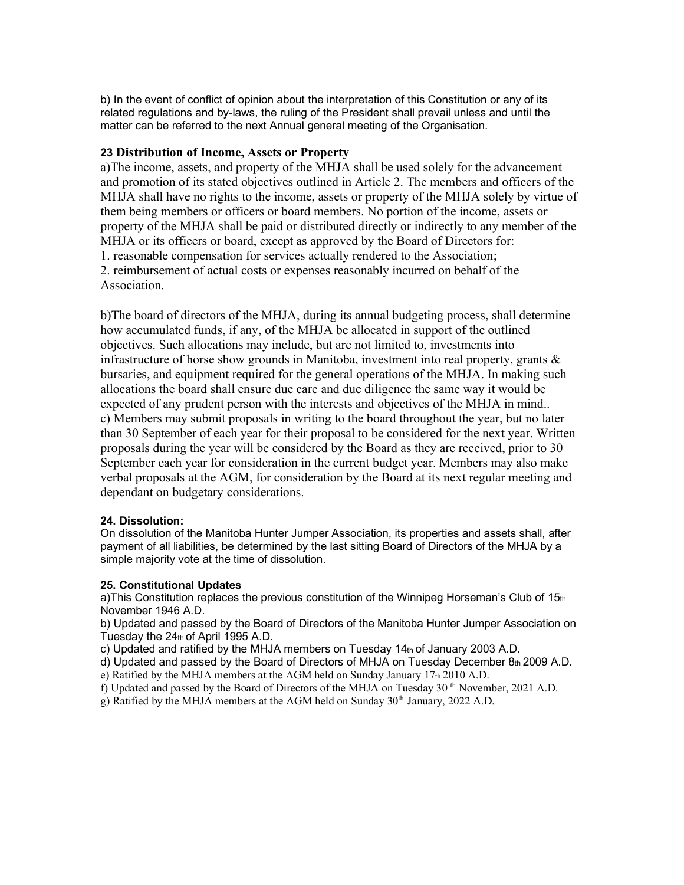b) In the event of conflict of opinion about the interpretation of this Constitution or any of its related regulations and by-laws, the ruling of the President shall prevail unless and until the matter can be referred to the next Annual general meeting of the Organisation.

### 23 Distribution of Income, Assets or Property

a)The income, assets, and property of the MHJA shall be used solely for the advancement and promotion of its stated objectives outlined in Article 2. The members and officers of the MHJA shall have no rights to the income, assets or property of the MHJA solely by virtue of them being members or officers or board members. No portion of the income, assets or property of the MHJA shall be paid or distributed directly or indirectly to any member of the MHJA or its officers or board, except as approved by the Board of Directors for:

1. reasonable compensation for services actually rendered to the Association;
2. reimbursement of actual costs or expenses reasonably incurred on behalf of the Association.

b)The board of directors of the MHJA, during its annual budgeting process, shall determine how accumulated funds, if any, of the MHJA be allocated in support of the outlined objectives. Such allocations may include, but are not limited to, investments into infrastructure of horse show grounds in Manitoba, investment into real property, grants & bursaries, and equipment required for the general operations of the MHJA. In making such allocations the board shall ensure due care and due diligence the same way it would be expected of any prudent person with the interests and objectives of the MHJA in mind..

c) Members may submit proposals in writing to the board throughout the year, but no later than 30 September of each year for their proposal to be considered for the next year. Written proposals during the year will be considered by the Board as they are received, prior to 30 September each year for consideration in the current budget year. Members may also make verbal proposals at the AGM, for consideration by the Board at its next regular meeting and dependant on budgetary considerations.

### 24. Dissolution:

On dissolution of the Manitoba Hunter Jumper Association, its properties and assets shall, after payment of all liabilities, be determined by the last sitting Board of Directors of the MHJA by a simple majority vote at the time of dissolution.

### 25. Constitutional Updates

a)This Constitution replaces the previous constitution of the Winnipeg Horseman's Club of 15th November 1946 A.D.

b) Updated and passed by the Board of Directors of the Manitoba Hunter Jumper Association on Tuesday the 24th of April 1995 A.D.

c) Updated and ratified by the MHJA members on Tuesday 14th of January 2003 A.D.

d) Updated and passed by the Board of Directors of MHJA on Tuesday December 8th 2009 A.D.

e) Ratified by the MHJA members at the AGM held on Sunday January 17th 2010 A.D.

f) Updated and passed by the Board of Directors of the MHJA on Tuesday 30th November, 2021 A.D.

g) Ratified by the MHJA members at the AGM held on Sunday 30th January, 2022 A.D.